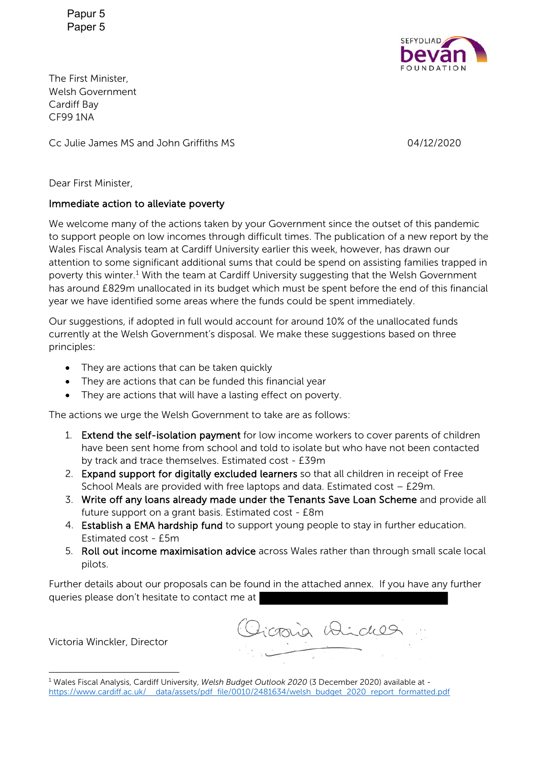Papur 5
Paper 5

SEFYDLIAD
bevan
FOUNDATION

The First Minister,
Welsh Government
Cardiff Bay
CF99 1NA

Cc Julie James MS and John Griffiths MS

04/12/2020

Dear First Minister,

**Immediate action to alleviate poverty**

We welcome many of the actions taken by your Government since the outset of this pandemic to support people on low incomes through difficult times. The publication of a new report by the Wales Fiscal Analysis team at Cardiff University earlier this week, however, has drawn our attention to some significant additional sums that could be spend on assisting families trapped in poverty this winter.[1] With the team at Cardiff University suggesting that the Welsh Government has around £829m unallocated in its budget which must be spent before the end of this financial year we have identified some areas where the funds could be spent immediately.

Our suggestions, if adopted in full would account for around 10% of the unallocated funds currently at the Welsh Government's disposal. We make these suggestions based on three principles:

- They are actions that can be taken quickly
- They are actions that can be funded this financial year
- They are actions that will have a lasting effect on poverty.

The actions we urge the Welsh Government to take are as follows:

1. **Extend the self-isolation payment** for low income workers to cover parents of children have been sent home from school and told to isolate but who have not been contacted by track and trace themselves. Estimated cost - £39m
2. **Expand support for digitally excluded learners** so that all children in receipt of Free School Meals are provided with free laptops and data. Estimated cost – £29m.
3. **Write off any loans already made under the Tenants Save Loan Scheme** and provide all future support on a grant basis. Estimated cost - £8m
4. **Establish a EMA hardship fund** to support young people to stay in further education. Estimated cost - £5m
5. **Roll out income maximisation advice** across Wales rather than through small scale local pilots.

Further details about our proposals can be found in the attached annex. If you have any further queries please don't hesitate to contact me at [redacted]

Victoria Winckler, Director

[1] Wales Fiscal Analysis, Cardiff University, *Welsh Budget Outlook 2020* (3 December 2020) available at - https://www.cardiff.ac.uk/__data/assets/pdf_file/0010/2481634/welsh_budget_2020_report_formatted.pdf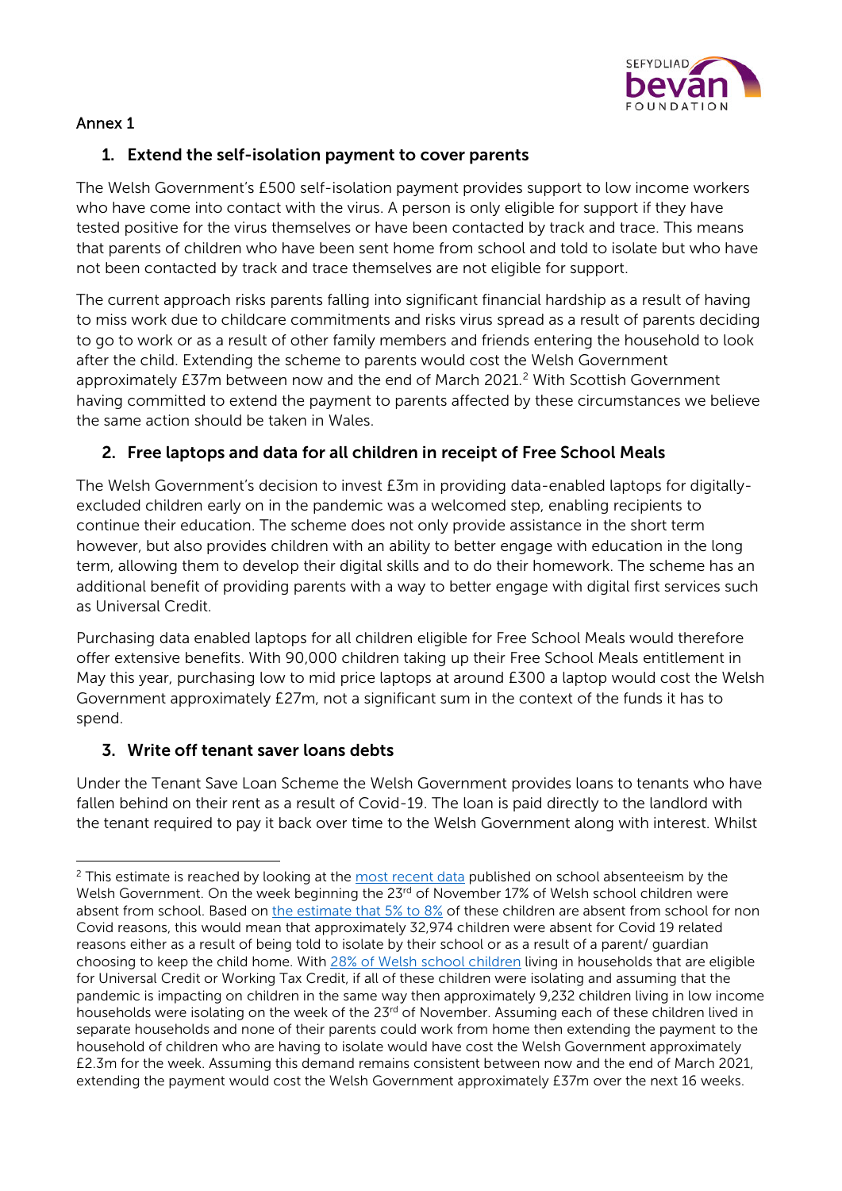Annex 1

## 1. Extend the self-isolation payment to cover parents

The Welsh Government's £500 self-isolation payment provides support to low income workers who have come into contact with the virus. A person is only eligible for support if they have tested positive for the virus themselves or have been contacted by track and trace. This means that parents of children who have been sent home from school and told to isolate but who have not been contacted by track and trace themselves are not eligible for support.

The current approach risks parents falling into significant financial hardship as a result of having to miss work due to childcare commitments and risks virus spread as a result of parents deciding to go to work or as a result of other family members and friends entering the household to look after the child. Extending the scheme to parents would cost the Welsh Government approximately £37m between now and the end of March 2021.[2] With Scottish Government having committed to extend the payment to parents affected by these circumstances we believe the same action should be taken in Wales.

## 2. Free laptops and data for all children in receipt of Free School Meals

The Welsh Government's decision to invest £3m in providing data-enabled laptops for digitally-excluded children early on in the pandemic was a welcomed step, enabling recipients to continue their education. The scheme does not only provide assistance in the short term however, but also provides children with an ability to better engage with education in the long term, allowing them to develop their digital skills and to do their homework. The scheme has an additional benefit of providing parents with a way to better engage with digital first services such as Universal Credit.

Purchasing data enabled laptops for all children eligible for Free School Meals would therefore offer extensive benefits. With 90,000 children taking up their Free School Meals entitlement in May this year, purchasing low to mid price laptops at around £300 a laptop would cost the Welsh Government approximately £27m, not a significant sum in the context of the funds it has to spend.

## 3. Write off tenant saver loans debts

Under the Tenant Save Loan Scheme the Welsh Government provides loans to tenants who have fallen behind on their rent as a result of Covid-19. The loan is paid directly to the landlord with the tenant required to pay it back over time to the Welsh Government along with interest. Whilst

---

[2] This estimate is reached by looking at the most recent data published on school absenteeism by the Welsh Government. On the week beginning the 23rd of November 17% of Welsh school children were absent from school. Based on the estimate that 5% to 8% of these children are absent from school for non Covid reasons, this would mean that approximately 32,974 children were absent for Covid 19 related reasons either as a result of being told to isolate by their school or as a result of a parent/ guardian choosing to keep the child home. With 28% of Welsh school children living in households that are eligible for Universal Credit or Working Tax Credit, if all of these children were isolating and assuming that the pandemic is impacting on children in the same way then approximately 9,232 children living in low income households were isolating on the week of the 23rd of November. Assuming each of these children lived in separate households and none of their parents could work from home then extending the payment to the household of children who are having to isolate would have cost the Welsh Government approximately £2.3m for the week. Assuming this demand remains consistent between now and the end of March 2021, extending the payment would cost the Welsh Government approximately £37m over the next 16 weeks.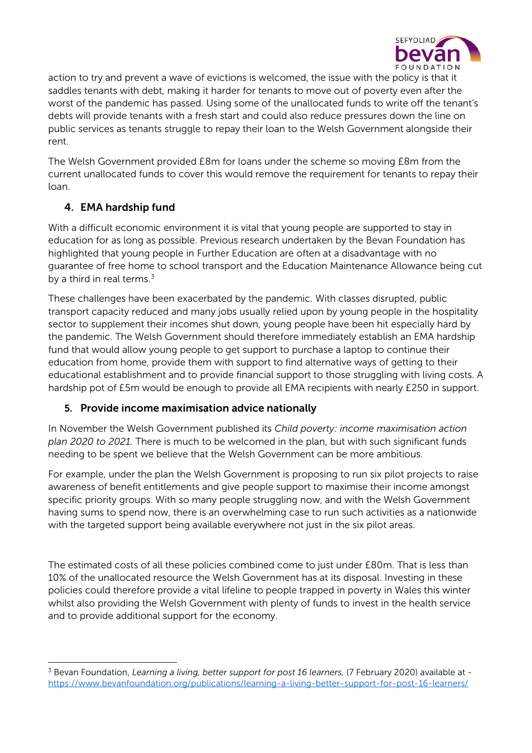action to try and prevent a wave of evictions is welcomed, the issue with the policy is that it saddles tenants with debt, making it harder for tenants to move out of poverty even after the worst of the pandemic has passed. Using some of the unallocated funds to write off the tenant's debts will provide tenants with a fresh start and could also reduce pressures down the line on public services as tenants struggle to repay their loan to the Welsh Government alongside their rent.

The Welsh Government provided £8m for loans under the scheme so moving £8m from the current unallocated funds to cover this would remove the requirement for tenants to repay their loan.

## 4. EMA hardship fund

With a difficult economic environment it is vital that young people are supported to stay in education for as long as possible. Previous research undertaken by the Bevan Foundation has highlighted that young people in Further Education are often at a disadvantage with no guarantee of free home to school transport and the Education Maintenance Allowance being cut by a third in real terms.[3]

These challenges have been exacerbated by the pandemic. With classes disrupted, public transport capacity reduced and many jobs usually relied upon by young people in the hospitality sector to supplement their incomes shut down, young people have been hit especially hard by the pandemic. The Welsh Government should therefore immediately establish an EMA hardship fund that would allow young people to get support to purchase a laptop to continue their education from home, provide them with support to find alternative ways of getting to their educational establishment and to provide financial support to those struggling with living costs. A hardship pot of £5m would be enough to provide all EMA recipients with nearly £250 in support.

## 5. Provide income maximisation advice nationally

In November the Welsh Government published its *Child poverty: income maximisation action plan 2020 to 2021*. There is much to be welcomed in the plan, but with such significant funds needing to be spent we believe that the Welsh Government can be more ambitious.

For example, under the plan the Welsh Government is proposing to run six pilot projects to raise awareness of benefit entitlements and give people support to maximise their income amongst specific priority groups. With so many people struggling now, and with the Welsh Government having sums to spend now, there is an overwhelming case to run such activities as a nationwide with the targeted support being available everywhere not just in the six pilot areas.

The estimated costs of all these policies combined come to just under £80m. That is less than 10% of the unallocated resource the Welsh Government has at its disposal. Investing in these policies could therefore provide a vital lifeline to people trapped in poverty in Wales this winter whilst also providing the Welsh Government with plenty of funds to invest in the health service and to provide additional support for the economy.

---

[3] Bevan Foundation, *Learning a living, better support for post 16 learners,* (7 February 2020) available at - https://www.bevanfoundation.org/publications/learning-a-living-better-support-for-post-16-learners/